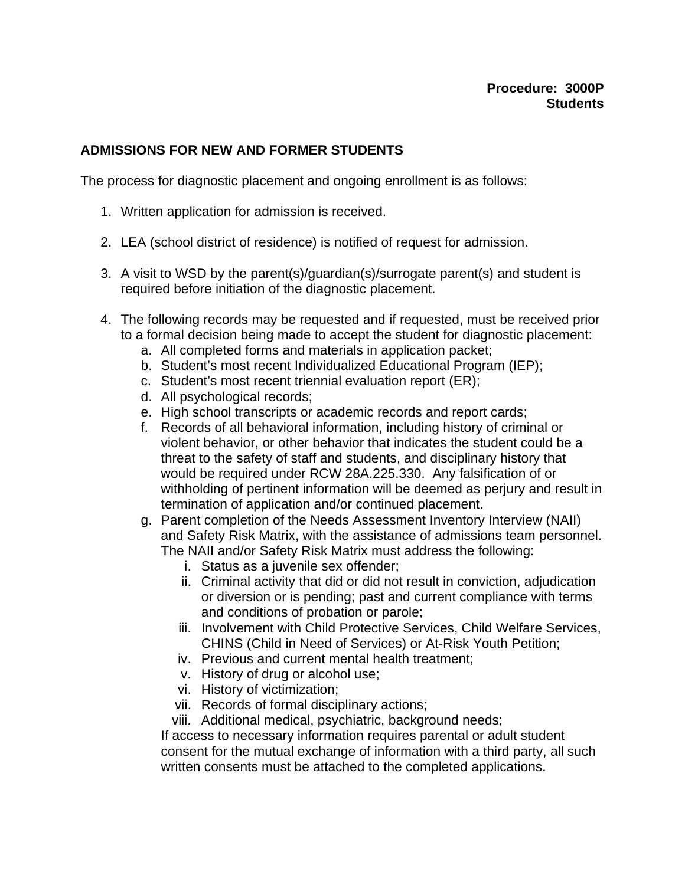**Procedure: 3000P**
**Students**

## ADMISSIONS FOR NEW AND FORMER STUDENTS

The process for diagnostic placement and ongoing enrollment is as follows:

1. Written application for admission is received.

2. LEA (school district of residence) is notified of request for admission.

3. A visit to WSD by the parent(s)/guardian(s)/surrogate parent(s) and student is required before initiation of the diagnostic placement.

4. The following records may be requested and if requested, must be received prior to a formal decision being made to accept the student for diagnostic placement:
   a. All completed forms and materials in application packet;
   b. Student's most recent Individualized Educational Program (IEP);
   c. Student's most recent triennial evaluation report (ER);
   d. All psychological records;
   e. High school transcripts or academic records and report cards;
   f. Records of all behavioral information, including history of criminal or violent behavior, or other behavior that indicates the student could be a threat to the safety of staff and students, and disciplinary history that would be required under RCW 28A.225.330. Any falsification of or withholding of pertinent information will be deemed as perjury and result in termination of application and/or continued placement.
   g. Parent completion of the Needs Assessment Inventory Interview (NAII) and Safety Risk Matrix, with the assistance of admissions team personnel. The NAII and/or Safety Risk Matrix must address the following:
      i. Status as a juvenile sex offender;
      ii. Criminal activity that did or did not result in conviction, adjudication or diversion or is pending; past and current compliance with terms and conditions of probation or parole;
      iii. Involvement with Child Protective Services, Child Welfare Services, CHINS (Child in Need of Services) or At-Risk Youth Petition;
      iv. Previous and current mental health treatment;
      v. History of drug or alcohol use;
      vi. History of victimization;
      vii. Records of formal disciplinary actions;
      viii. Additional medical, psychiatric, background needs;

      If access to necessary information requires parental or adult student consent for the mutual exchange of information with a third party, all such written consents must be attached to the completed applications.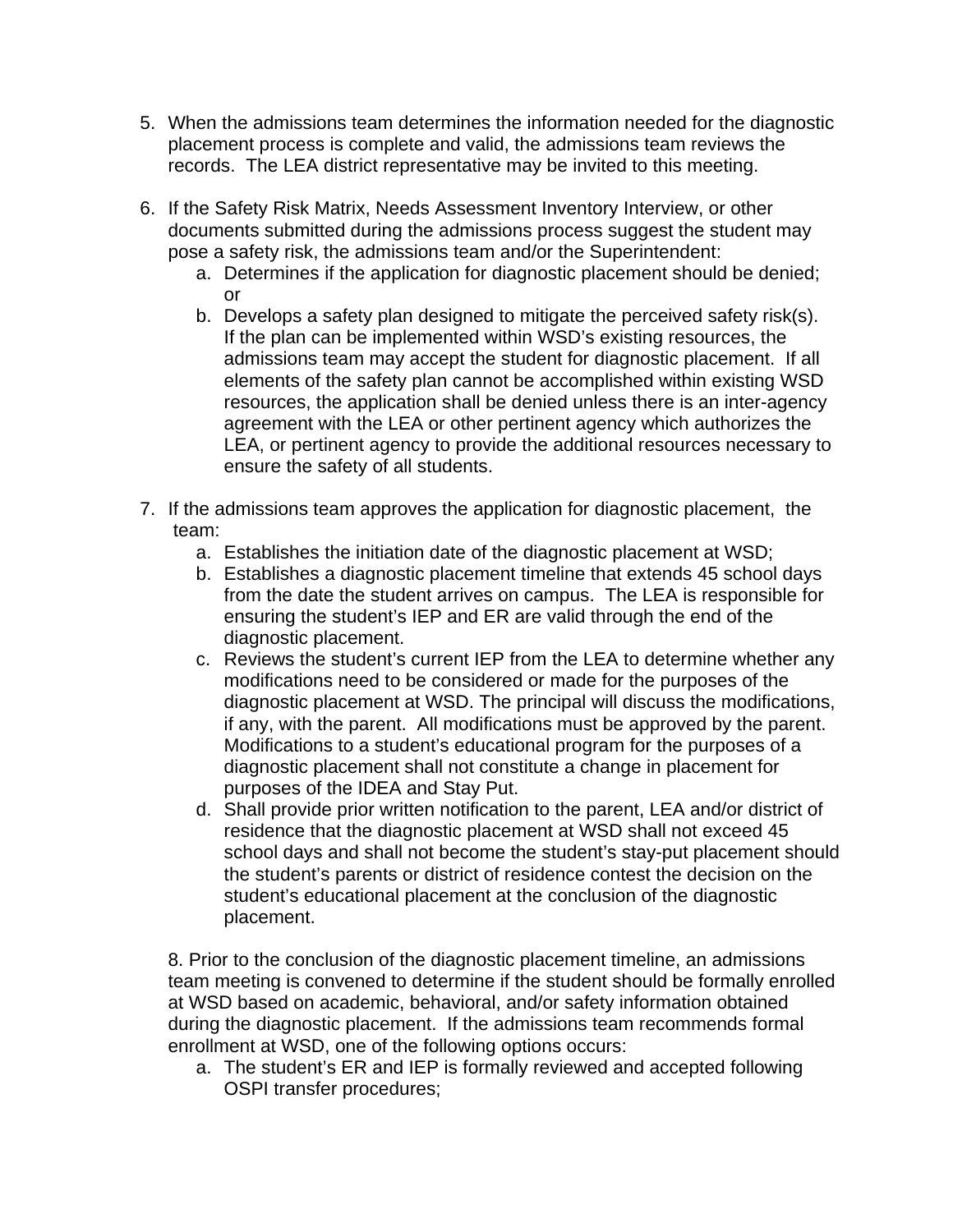5. When the admissions team determines the information needed for the diagnostic placement process is complete and valid, the admissions team reviews the records. The LEA district representative may be invited to this meeting.

6. If the Safety Risk Matrix, Needs Assessment Inventory Interview, or other documents submitted during the admissions process suggest the student may pose a safety risk, the admissions team and/or the Superintendent:
   a. Determines if the application for diagnostic placement should be denied; or
   b. Develops a safety plan designed to mitigate the perceived safety risk(s). If the plan can be implemented within WSD's existing resources, the admissions team may accept the student for diagnostic placement. If all elements of the safety plan cannot be accomplished within existing WSD resources, the application shall be denied unless there is an inter-agency agreement with the LEA or other pertinent agency which authorizes the LEA, or pertinent agency to provide the additional resources necessary to ensure the safety of all students.

7. If the admissions team approves the application for diagnostic placement, the team:
   a. Establishes the initiation date of the diagnostic placement at WSD;
   b. Establishes a diagnostic placement timeline that extends 45 school days from the date the student arrives on campus. The LEA is responsible for ensuring the student's IEP and ER are valid through the end of the diagnostic placement.
   c. Reviews the student's current IEP from the LEA to determine whether any modifications need to be considered or made for the purposes of the diagnostic placement at WSD. The principal will discuss the modifications, if any, with the parent. All modifications must be approved by the parent. Modifications to a student's educational program for the purposes of a diagnostic placement shall not constitute a change in placement for purposes of the IDEA and Stay Put.
   d. Shall provide prior written notification to the parent, LEA and/or district of residence that the diagnostic placement at WSD shall not exceed 45 school days and shall not become the student's stay-put placement should the student's parents or district of residence contest the decision on the student's educational placement at the conclusion of the diagnostic placement.

8. Prior to the conclusion of the diagnostic placement timeline, an admissions team meeting is convened to determine if the student should be formally enrolled at WSD based on academic, behavioral, and/or safety information obtained during the diagnostic placement. If the admissions team recommends formal enrollment at WSD, one of the following options occurs:
   a. The student's ER and IEP is formally reviewed and accepted following OSPI transfer procedures;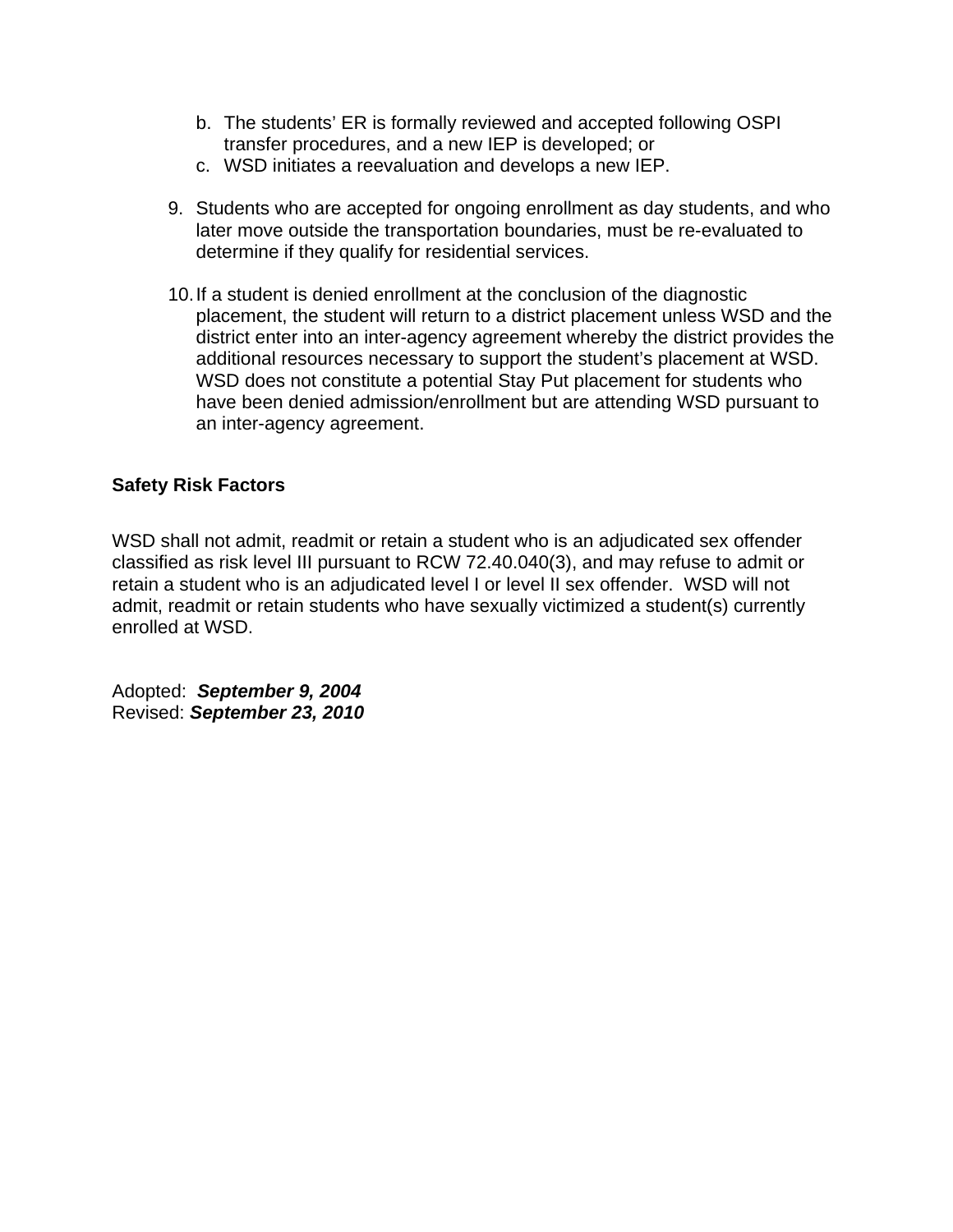b. The students' ER is formally reviewed and accepted following OSPI transfer procedures, and a new IEP is developed; or
   c. WSD initiates a reevaluation and develops a new IEP.

9. Students who are accepted for ongoing enrollment as day students, and who later move outside the transportation boundaries, must be re-evaluated to determine if they qualify for residential services.

10. If a student is denied enrollment at the conclusion of the diagnostic placement, the student will return to a district placement unless WSD and the district enter into an inter-agency agreement whereby the district provides the additional resources necessary to support the student's placement at WSD. WSD does not constitute a potential Stay Put placement for students who have been denied admission/enrollment but are attending WSD pursuant to an inter-agency agreement.

**Safety Risk Factors**

WSD shall not admit, readmit or retain a student who is an adjudicated sex offender classified as risk level III pursuant to RCW 72.40.040(3), and may refuse to admit or retain a student who is an adjudicated level I or level II sex offender. WSD will not admit, readmit or retain students who have sexually victimized a student(s) currently enrolled at WSD.

Adopted: ***September 9, 2004***
Revised: ***September 23, 2010***